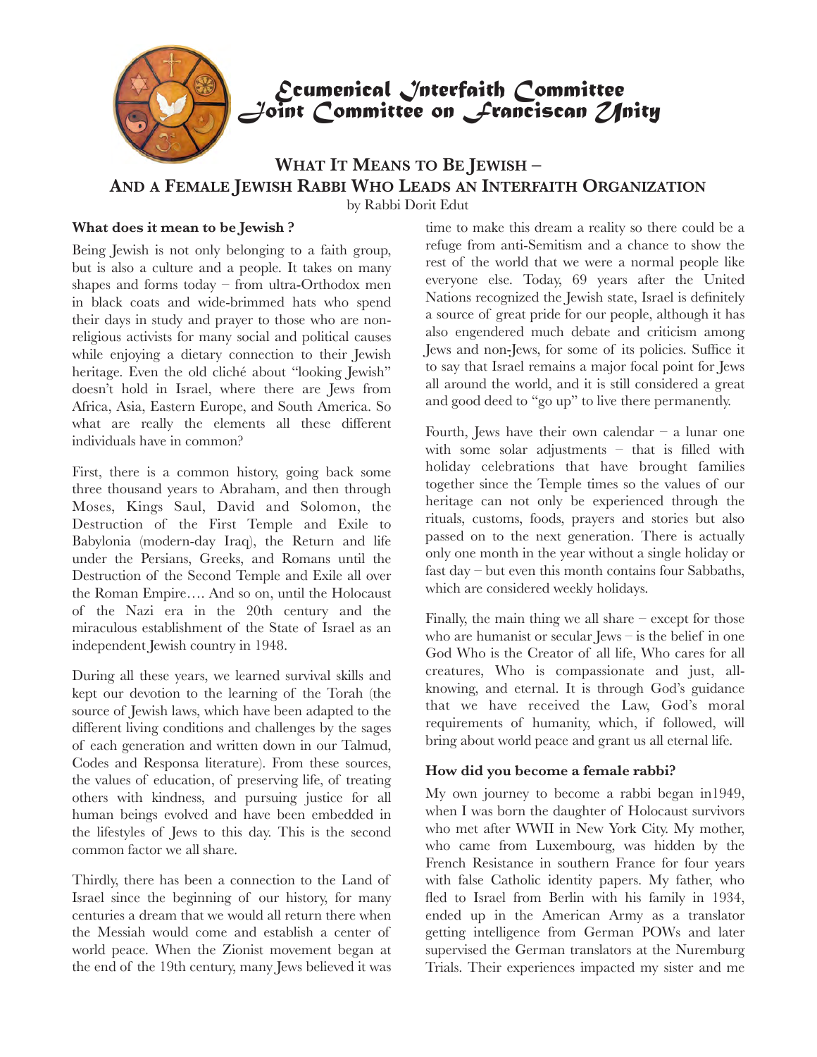# Ecumenical Interfaith Committee
# Joint Committee on Franciscan Unity

## What It Means to Be Jewish – And a Female Jewish Rabbi Who Leads an Interfaith Organization

by Rabbi Dorit Edut

### What does it mean to be Jewish ?

Being Jewish is not only belonging to a faith group, but is also a culture and a people. It takes on many shapes and forms today – from ultra-Orthodox men in black coats and wide-brimmed hats who spend their days in study and prayer to those who are non-religious activists for many social and political causes while enjoying a dietary connection to their Jewish heritage. Even the old cliché about "looking Jewish" doesn't hold in Israel, where there are Jews from Africa, Asia, Eastern Europe, and South America. So what are really the elements all these different individuals have in common?

First, there is a common history, going back some three thousand years to Abraham, and then through Moses, Kings Saul, David and Solomon, the Destruction of the First Temple and Exile to Babylonia (modern-day Iraq), the Return and life under the Persians, Greeks, and Romans until the Destruction of the Second Temple and Exile all over the Roman Empire…. And so on, until the Holocaust of the Nazi era in the 20th century and the miraculous establishment of the State of Israel as an independent Jewish country in 1948.

During all these years, we learned survival skills and kept our devotion to the learning of the Torah (the source of Jewish laws, which have been adapted to the different living conditions and challenges by the sages of each generation and written down in our Talmud, Codes and Responsa literature). From these sources, the values of education, of preserving life, of treating others with kindness, and pursuing justice for all human beings evolved and have been embedded in the lifestyles of Jews to this day. This is the second common factor we all share.

Thirdly, there has been a connection to the Land of Israel since the beginning of our history, for many centuries a dream that we would all return there when the Messiah would come and establish a center of world peace. When the Zionist movement began at the end of the 19th century, many Jews believed it was time to make this dream a reality so there could be a refuge from anti-Semitism and a chance to show the rest of the world that we were a normal people like everyone else. Today, 69 years after the United Nations recognized the Jewish state, Israel is definitely a source of great pride for our people, although it has also engendered much debate and criticism among Jews and non-Jews, for some of its policies. Suffice it to say that Israel remains a major focal point for Jews all around the world, and it is still considered a great and good deed to "go up" to live there permanently.

Fourth, Jews have their own calendar – a lunar one with some solar adjustments – that is filled with holiday celebrations that have brought families together since the Temple times so the values of our heritage can not only be experienced through the rituals, customs, foods, prayers and stories but also passed on to the next generation. There is actually only one month in the year without a single holiday or fast day – but even this month contains four Sabbaths, which are considered weekly holidays.

Finally, the main thing we all share – except for those who are humanist or secular Jews – is the belief in one God Who is the Creator of all life, Who cares for all creatures, Who is compassionate and just, all-knowing, and eternal. It is through God's guidance that we have received the Law, God's moral requirements of humanity, which, if followed, will bring about world peace and grant us all eternal life.

### How did you become a female rabbi?

My own journey to become a rabbi began in1949, when I was born the daughter of Holocaust survivors who met after WWII in New York City. My mother, who came from Luxembourg, was hidden by the French Resistance in southern France for four years with false Catholic identity papers. My father, who fled to Israel from Berlin with his family in 1934, ended up in the American Army as a translator getting intelligence from German POWs and later supervised the German translators at the Nuremburg Trials. Their experiences impacted my sister and me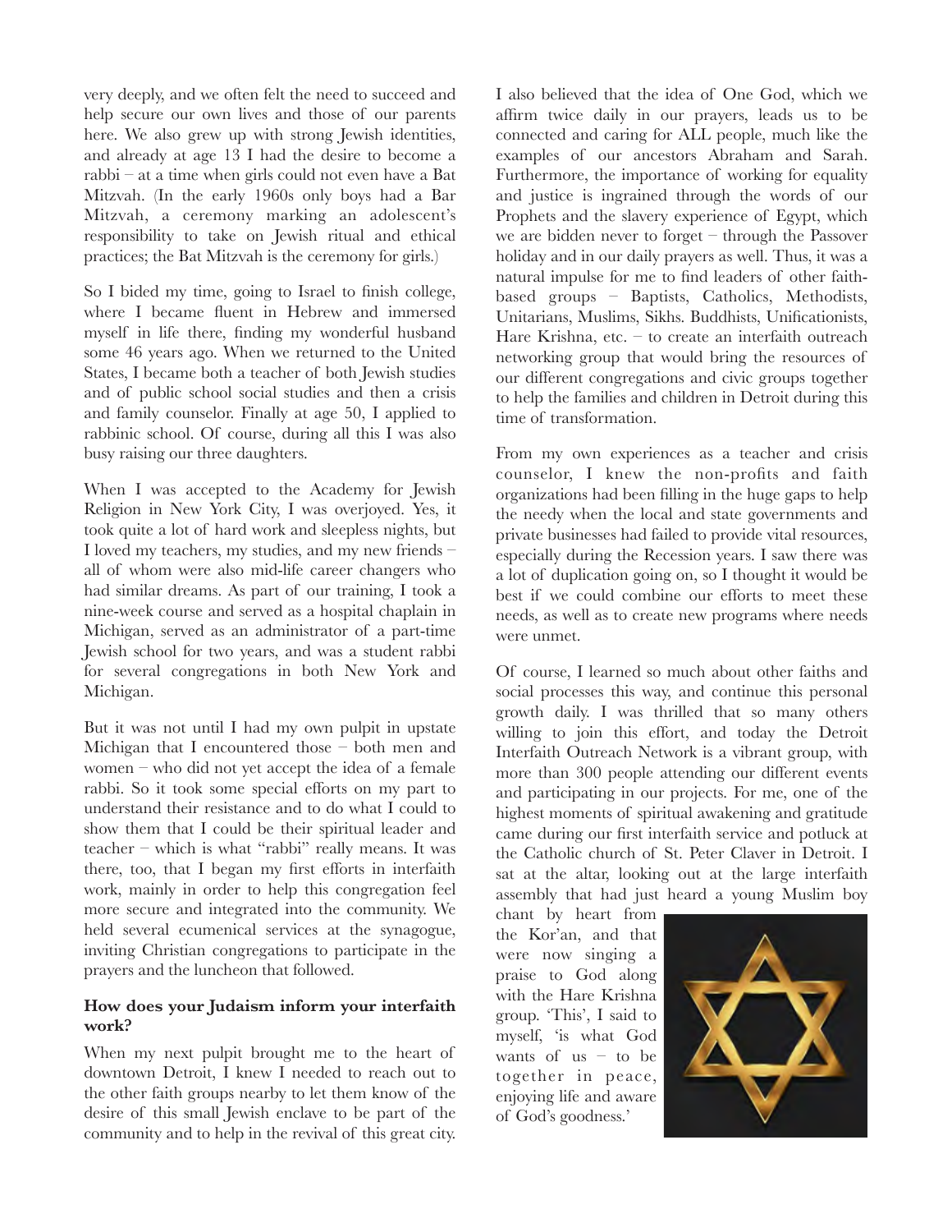very deeply, and we often felt the need to succeed and help secure our own lives and those of our parents here. We also grew up with strong Jewish identities, and already at age 13 I had the desire to become a rabbi – at a time when girls could not even have a Bat Mitzvah. (In the early 1960s only boys had a Bar Mitzvah, a ceremony marking an adolescent's responsibility to take on Jewish ritual and ethical practices; the Bat Mitzvah is the ceremony for girls.)

So I bided my time, going to Israel to finish college, where I became fluent in Hebrew and immersed myself in life there, finding my wonderful husband some 46 years ago. When we returned to the United States, I became both a teacher of both Jewish studies and of public school social studies and then a crisis and family counselor. Finally at age 50, I applied to rabbinic school. Of course, during all this I was also busy raising our three daughters.

When I was accepted to the Academy for Jewish Religion in New York City, I was overjoyed. Yes, it took quite a lot of hard work and sleepless nights, but I loved my teachers, my studies, and my new friends – all of whom were also mid-life career changers who had similar dreams. As part of our training, I took a nine-week course and served as a hospital chaplain in Michigan, served as an administrator of a part-time Jewish school for two years, and was a student rabbi for several congregations in both New York and Michigan.

But it was not until I had my own pulpit in upstate Michigan that I encountered those – both men and women – who did not yet accept the idea of a female rabbi. So it took some special efforts on my part to understand their resistance and to do what I could to show them that I could be their spiritual leader and teacher – which is what "rabbi" really means. It was there, too, that I began my first efforts in interfaith work, mainly in order to help this congregation feel more secure and integrated into the community. We held several ecumenical services at the synagogue, inviting Christian congregations to participate in the prayers and the luncheon that followed.

**How does your Judaism inform your interfaith work?**

When my next pulpit brought me to the heart of downtown Detroit, I knew I needed to reach out to the other faith groups nearby to let them know of the desire of this small Jewish enclave to be part of the community and to help in the revival of this great city. I also believed that the idea of One God, which we affirm twice daily in our prayers, leads us to be connected and caring for ALL people, much like the examples of our ancestors Abraham and Sarah. Furthermore, the importance of working for equality and justice is ingrained through the words of our Prophets and the slavery experience of Egypt, which we are bidden never to forget – through the Passover holiday and in our daily prayers as well. Thus, it was a natural impulse for me to find leaders of other faith-based groups – Baptists, Catholics, Methodists, Unitarians, Muslims, Sikhs. Buddhists, Unificationists, Hare Krishna, etc. – to create an interfaith outreach networking group that would bring the resources of our different congregations and civic groups together to help the families and children in Detroit during this time of transformation.

From my own experiences as a teacher and crisis counselor, I knew the non-profits and faith organizations had been filling in the huge gaps to help the needy when the local and state governments and private businesses had failed to provide vital resources, especially during the Recession years. I saw there was a lot of duplication going on, so I thought it would be best if we could combine our efforts to meet these needs, as well as to create new programs where needs were unmet.

Of course, I learned so much about other faiths and social processes this way, and continue this personal growth daily. I was thrilled that so many others willing to join this effort, and today the Detroit Interfaith Outreach Network is a vibrant group, with more than 300 people attending our different events and participating in our projects. For me, one of the highest moments of spiritual awakening and gratitude came during our first interfaith service and potluck at the Catholic church of St. Peter Claver in Detroit. I sat at the altar, looking out at the large interfaith assembly that had just heard a young Muslim boy chant by heart from the Kor'an, and that were now singing a praise to God along with the Hare Krishna group. 'This', I said to myself, 'is what God wants of us – to be together in peace, enjoying life and aware of God's goodness.'